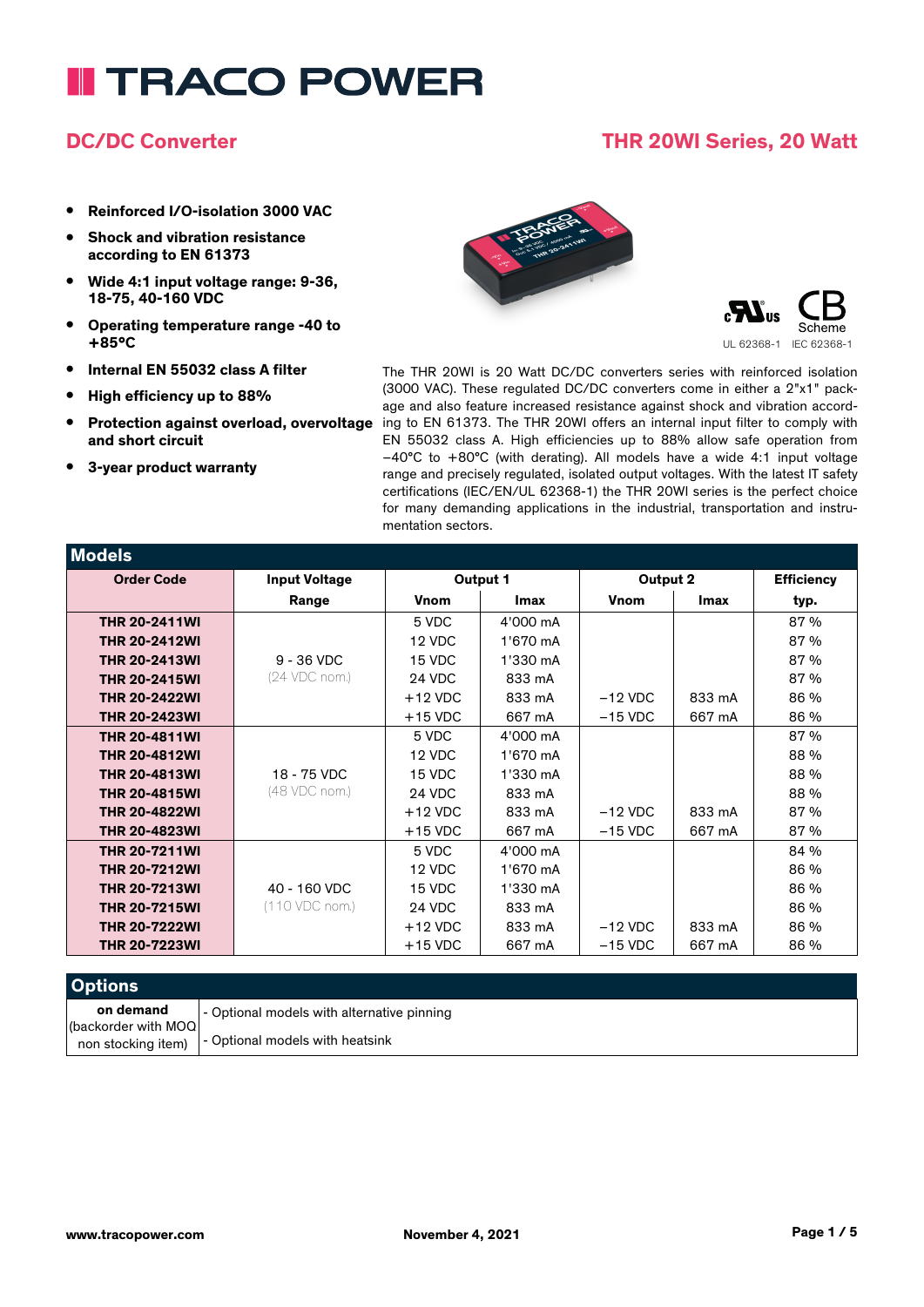# TRACO POWER

## DC/DC Converter

## THR 20WI Series, 20 Watt

- **Reinforced I/O-isolation 3000 VAC**
- **Shock and vibration resistance according to EN 61373**
- **Wide 4:1 input voltage range: 9-36, 18-75, 40-160 VDC**
- **Operating temperature range -40 to +85°C**
- **Internal EN 55032 class A filter**
- **High efficiency up to 88%**
- **Protection against overload, overvoltage and short circuit**
- **3-year product warranty**

UL 62368-1 IEC 62368-1

The THR 20WI is 20 Watt DC/DC converters series with reinforced isolation (3000 VAC). These regulated DC/DC converters come in either a 2"x1" package and also feature increased resistance against shock and vibration according to EN 61373. The THR 20WI offers an internal input filter to comply with EN 55032 class A. High efficiencies up to 88% allow safe operation from −40°C to +80°C (with derating). All models have a wide 4:1 input voltage range and precisely regulated, isolated output voltages. With the latest IT safety certifications (IEC/EN/UL 62368-1) the THR 20WI series is the perfect choice for many demanding applications in the industrial, transportation and instrumentation sectors.

## Models

| Order Code | Input Voltage Range | Output 1 Vnom | Output 1 Imax | Output 2 Vnom | Output 2 Imax | Efficiency typ. |
|---|---|---|---|---|---|---|
| **THR 20-2411WI** | 9 - 36 VDC (24 VDC nom.) | 5 VDC | 4'000 mA | | | 87 % |
| **THR 20-2412WI** | | 12 VDC | 1'670 mA | | | 87 % |
| **THR 20-2413WI** | | 15 VDC | 1'330 mA | | | 87 % |
| **THR 20-2415WI** | | 24 VDC | 833 mA | | | 87 % |
| **THR 20-2422WI** | | +12 VDC | 833 mA | −12 VDC | 833 mA | 86 % |
| **THR 20-2423WI** | | +15 VDC | 667 mA | −15 VDC | 667 mA | 86 % |
| **THR 20-4811WI** | 18 - 75 VDC (48 VDC nom.) | 5 VDC | 4'000 mA | | | 87 % |
| **THR 20-4812WI** | | 12 VDC | 1'670 mA | | | 88 % |
| **THR 20-4813WI** | | 15 VDC | 1'330 mA | | | 88 % |
| **THR 20-4815WI** | | 24 VDC | 833 mA | | | 88 % |
| **THR 20-4822WI** | | +12 VDC | 833 mA | −12 VDC | 833 mA | 87 % |
| **THR 20-4823WI** | | +15 VDC | 667 mA | −15 VDC | 667 mA | 87 % |
| **THR 20-7211WI** | 40 - 160 VDC (110 VDC nom.) | 5 VDC | 4'000 mA | | | 84 % |
| **THR 20-7212WI** | | 12 VDC | 1'670 mA | | | 86 % |
| **THR 20-7213WI** | | 15 VDC | 1'330 mA | | | 86 % |
| **THR 20-7215WI** | | 24 VDC | 833 mA | | | 86 % |
| **THR 20-7222WI** | | +12 VDC | 833 mA | −12 VDC | 833 mA | 86 % |
| **THR 20-7223WI** | | +15 VDC | 667 mA | −15 VDC | 667 mA | 86 % |

## Options

| | |
|---|---|
| **on demand** (backorder with MOQ non stocking item) | - Optional models with alternative pinning<br>- Optional models with heatsink |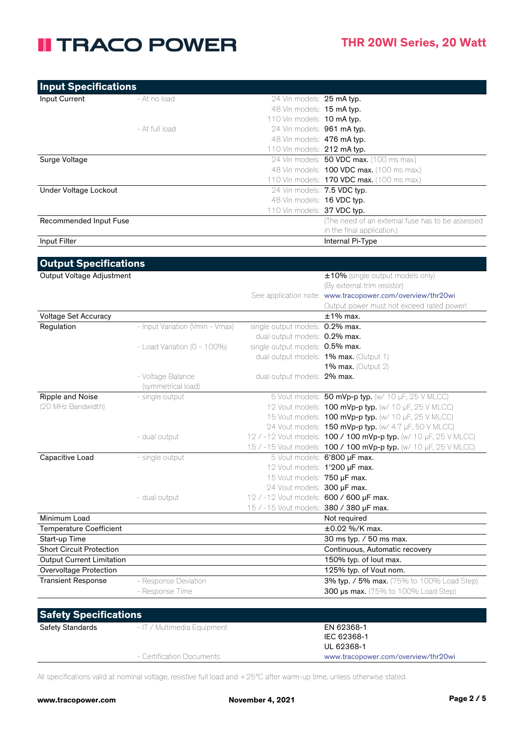## Input Specifications

| | | | |
|---|---|---|---|
| Input Current | - At no load | 24 Vin models: | **25 mA typ.** |
| | | 48 Vin models: | **15 mA typ.** |
| | | 110 Vin models: | **10 mA typ.** |
| | - At full load | 24 Vin models: | **961 mA typ.** |
| | | 48 Vin models: | **476 mA typ.** |
| | | 110 Vin models: | **212 mA typ.** |
| Surge Voltage | | 24 Vin models: | **50 VDC max.** (100 ms max.) |
| | | 48 Vin models: | **100 VDC max.** (100 ms max.) |
| | | 110 Vin models: | **170 VDC max.** (100 ms max.) |
| Under Voltage Lockout | | 24 Vin models: | **7.5 VDC typ.** |
| | | 48 Vin models: | **16 VDC typ.** |
| | | 110 Vin models: | **37 VDC typ.** |
| Recommended Input Fuse | | | (The need of an external fuse has to be assessed in the final application.) |
| Input Filter | | | Internal Pi-Type |

## Output Specifications

| | | | |
|---|---|---|---|
| Output Voltage Adjustment | | | **±10%** (single output models only) |
| | | | (By external trim resistor) |
| | | See application note: | www.tracopower.com/overview/thr20wi |
| | | | Output power must not exceed rated power! |
| Voltage Set Accuracy | | | ±1% max. |
| Regulation | - Input Variation (Vmin - Vmax) | single output models: | **0.2% max.** |
| | | dual output models: | **0.2% max.** |
| | - Load Variation (0 - 100%) | single output models: | **0.5% max.** |
| | | dual output models: | **1% max.** (Output 1) |
| | | | **1% max.** (Output 2) |
| | - Voltage Balance (symmetrical load) | dual output models: | **2% max.** |
| Ripple and Noise (20 MHz Bandwidth) | - single output | 5 Vout models: | **50 mVp-p typ.** (w/ 10 µF, 25 V MLCC) |
| | | 12 Vout models: | **100 mVp-p typ.** (w/ 10 µF, 25 V MLCC) |
| | | 15 Vout models: | **100 mVp-p typ.** (w/ 10 µF, 25 V MLCC) |
| | | 24 Vout models: | **150 mVp-p typ.** (w/ 4.7 µF, 50 V MLCC) |
| | - dual output | 12 / -12 Vout models: | **100 / 100 mVp-p typ.** (w/ 10 µF, 25 V MLCC) |
| | | 15 / -15 Vout models: | **100 / 100 mVp-p typ.** (w/ 10 µF, 25 V MLCC) |
| Capacitive Load | - single output | 5 Vout models: | **6'800 µF max.** |
| | | 12 Vout models: | **1'200 µF max.** |
| | | 15 Vout models: | **750 µF max.** |
| | | 24 Vout models: | **300 µF max.** |
| | - dual output | 12 / -12 Vout models: | **600 / 600 µF max.** |
| | | 15 / -15 Vout models: | **380 / 380 µF max.** |
| Minimum Load | | | Not required |
| Temperature Coefficient | | | ±0.02 %/K max. |
| Start-up Time | | | 30 ms typ. / 50 ms max. |
| Short Circuit Protection | | | Continuous, Automatic recovery |
| Output Current Limitation | | | 150% typ. of Iout max. |
| Overvoltage Protection | | | 125% typ. of Vout nom. |
| Transient Response | - Response Deviation | | **3% typ. / 5% max.** (75% to 100% Load Step) |
| | - Response Time | | **300 µs max.** (75% to 100% Load Step) |

## Safety Specifications

| | | | |
|---|---|---|---|
| Safety Standards | - IT / Multimedia Equipment | | EN 62368-1<br>IEC 62368-1<br>UL 62368-1 |
| | - Certification Documents | | www.tracopower.com/overview/thr20wi |

All specifications valid at nominal voltage, resistive full load and +25°C after warm-up time, unless otherwise stated.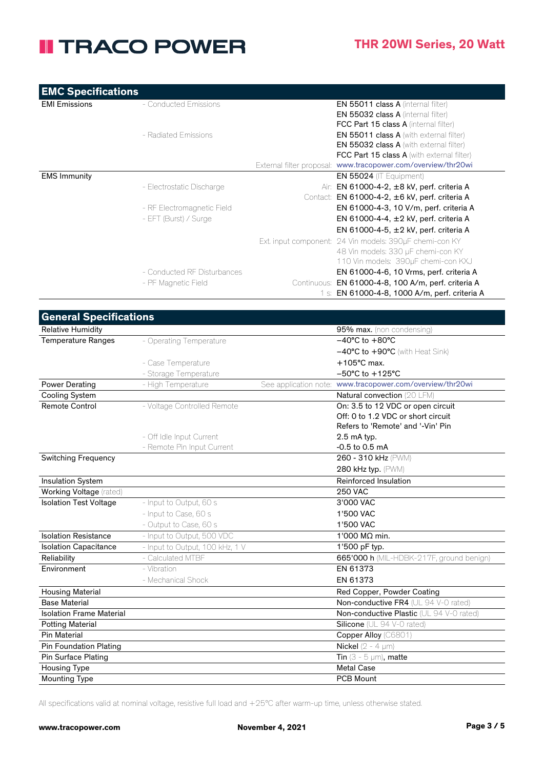## EMC Specifications

| | | | |
|---|---|---|---|
| EMI Emissions | - Conducted Emissions | | **EN 55011 class A** (internal filter) |
| | | | **EN 55032 class A** (internal filter) |
| | | | **FCC Part 15 class A** (internal filter) |
| | - Radiated Emissions | | **EN 55011 class A** (with external filter) |
| | | | **EN 55032 class A** (with external filter) |
| | | | **FCC Part 15 class A** (with external filter) |
| | | External filter proposal: | www.tracopower.com/overview/thr20wi |
| EMS Immunity | | | **EN 55024** (IT Equipment) |
| | - Electrostatic Discharge | Air: | **EN 61000-4-2, ±8 kV, perf. criteria A** |
| | | Contact: | **EN 61000-4-2, ±6 kV, perf. criteria A** |
| | - RF Electromagnetic Field | | **EN 61000-4-3, 10 V/m, perf. criteria A** |
| | - EFT (Burst) / Surge | | **EN 61000-4-4, ±2 kV, perf. criteria A** |
| | | | **EN 61000-4-5, ±2 kV, perf. criteria A** |
| | | Ext. input component: | 24 Vin models: 390µF chemi-con KY |
| | | | 48 Vin models: 330 µF chemi-con KY |
| | | | 110 Vin models: 390µF chemi-con KXJ |
| | - Conducted RF Disturbances | | **EN 61000-4-6, 10 Vrms, perf. criteria A** |
| | - PF Magnetic Field | Continuous: | **EN 61000-4-8, 100 A/m, perf. criteria A** |
| | | 1 s: | **EN 61000-4-8, 1000 A/m, perf. criteria A** |

## General Specifications

| | | | |
|---|---|---|---|
| Relative Humidity | | | **95% max.** (non condensing) |
| Temperature Ranges | - Operating Temperature | | **−40°C to +80°C** |
| | | | **−40°C to +90°C** (with Heat Sink) |
| | - Case Temperature | | **+105°C max.** |
| | - Storage Temperature | | **−50°C to +125°C** |
| Power Derating | - High Temperature | See application note: | www.tracopower.com/overview/thr20wi |
| Cooling System | | | **Natural convection** (20 LFM) |
| Remote Control | - Voltage Controlled Remote | | On: 3.5 to 12 VDC or open circuit |
| | | | Off: 0 to 1.2 VDC or short circuit |
| | | | Refers to 'Remote' and '-Vin' Pin |
| | - Off Idle Input Current | | **2.5 mA typ.** |
| | - Remote Pin Input Current | | **-0.5 to 0.5 mA** |
| Switching Frequency | | | **260 - 310 kHz** (PWM) |
| | | | **280 kHz typ.** (PWM) |
| Insulation System | | | **Reinforced Insulation** |
| Working Voltage (rated) | | | **250 VAC** |
| Isolation Test Voltage | - Input to Output, 60 s | | **3'000 VAC** |
| | - Input to Case, 60 s | | **1'500 VAC** |
| | - Output to Case, 60 s | | **1'500 VAC** |
| Isolation Resistance | - Input to Output, 500 VDC | | **1'000 MΩ min.** |
| Isolation Capacitance | - Input to Output, 100 kHz, 1 V | | **1'500 pF typ.** |
| Reliability | - Calculated MTBF | | **665'000 h** (MIL-HDBK-217F, ground benign) |
| Environment | - Vibration | | **EN 61373** |
| | - Mechanical Shock | | **EN 61373** |
| Housing Material | | | **Red Copper, Powder Coating** |
| Base Material | | | **Non-conductive FR4** (UL 94 V-0 rated) |
| Isolation Frame Material | | | **Non-conductive Plastic** (UL 94 V-0 rated) |
| Potting Material | | | **Silicone** (UL 94 V-0 rated) |
| Pin Material | | | **Copper Alloy** (C6801) |
| Pin Foundation Plating | | | **Nickel** (2 - 4 µm) |
| Pin Surface Plating | | | **Tin** (3 - 5 µm), **matte** |
| Housing Type | | | **Metal Case** |
| Mounting Type | | | **PCB Mount** |

All specifications valid at nominal voltage, resistive full load and +25°C after warm-up time, unless otherwise stated.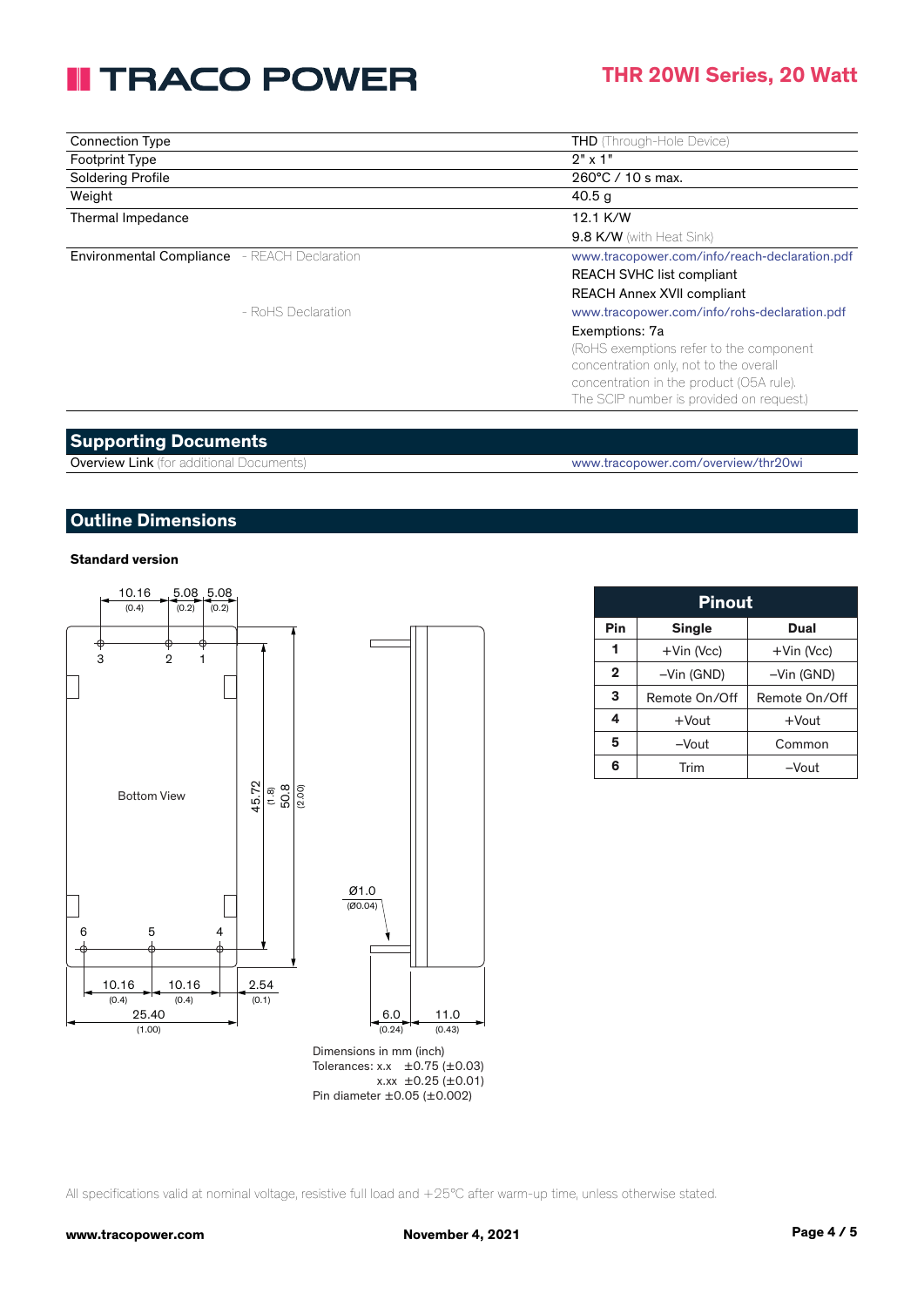| | |
|---|---|
| Connection Type | THD (Through-Hole Device) |
| Footprint Type | 2" x 1" |
| Soldering Profile | 260°C / 10 s max. |
| Weight | 40.5 g |
| Thermal Impedance | 12.1 K/W |
| | 9.8 K/W (with Heat Sink) |
| Environmental Compliance - REACH Declaration | www.tracopower.com/info/reach-declaration.pdf |
| | REACH SVHC list compliant |
| | REACH Annex XVII compliant |
| - RoHS Declaration | www.tracopower.com/info/rohs-declaration.pdf |
| | Exemptions: 7a |
| | (RoHS exemptions refer to the component concentration only, not to the overall concentration in the product (O5A rule). The SCIP number is provided on request.) |

## Supporting Documents

| | |
|---|---|
| Overview Link (for additional Documents) | www.tracopower.com/overview/thr20wi |

## Outline Dimensions

**Standard version**

Bottom View

Dimensions in mm (inch)
Tolerances: x.x ±0.75 (±0.03)
x.xx ±0.25 (±0.01)
Pin diameter ±0.05 (±0.002)

| Pinout | | |
|---|---|---|
| **Pin** | **Single** | **Dual** |
| **1** | +Vin (Vcc) | +Vin (Vcc) |
| **2** | –Vin (GND) | –Vin (GND) |
| **3** | Remote On/Off | Remote On/Off |
| **4** | +Vout | +Vout |
| **5** | –Vout | Common |
| **6** | Trim | –Vout |

All specifications valid at nominal voltage, resistive full load and +25°C after warm-up time, unless otherwise stated.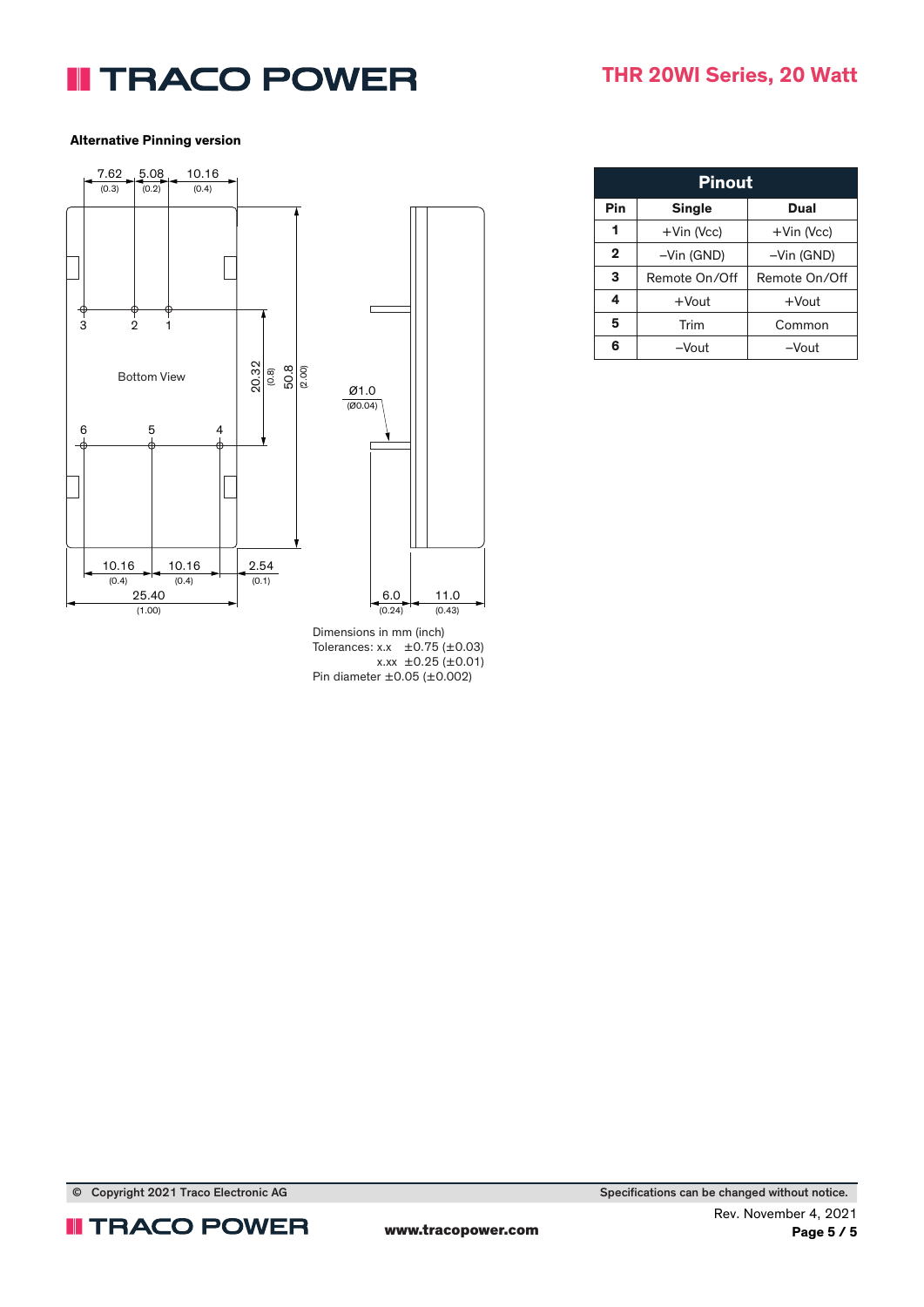**Alternative Pinning version**

7.62 (0.3)
5.08 (0.2)
10.16 (0.4)

3 2 1

Bottom View

20.32 (0.8)
50.8 (2.00)

6 5 4

10.16 (0.4)
10.16 (0.4)
2.54 (0.1)
25.40 (1.00)

Ø1.0 (Ø0.04)

6.0 (0.24)
11.0 (0.43)

Dimensions in mm (inch)
Tolerances: x.x ±0.75 (±0.03)
x.xx ±0.25 (±0.01)
Pin diameter ±0.05 (±0.002)

| Pinout | | |
|---|---|---|
| **Pin** | **Single** | **Dual** |
| **1** | +Vin (Vcc) | +Vin (Vcc) |
| **2** | –Vin (GND) | –Vin (GND) |
| **3** | Remote On/Off | Remote On/Off |
| **4** | +Vout | +Vout |
| **5** | Trim | Common |
| **6** | –Vout | –Vout |